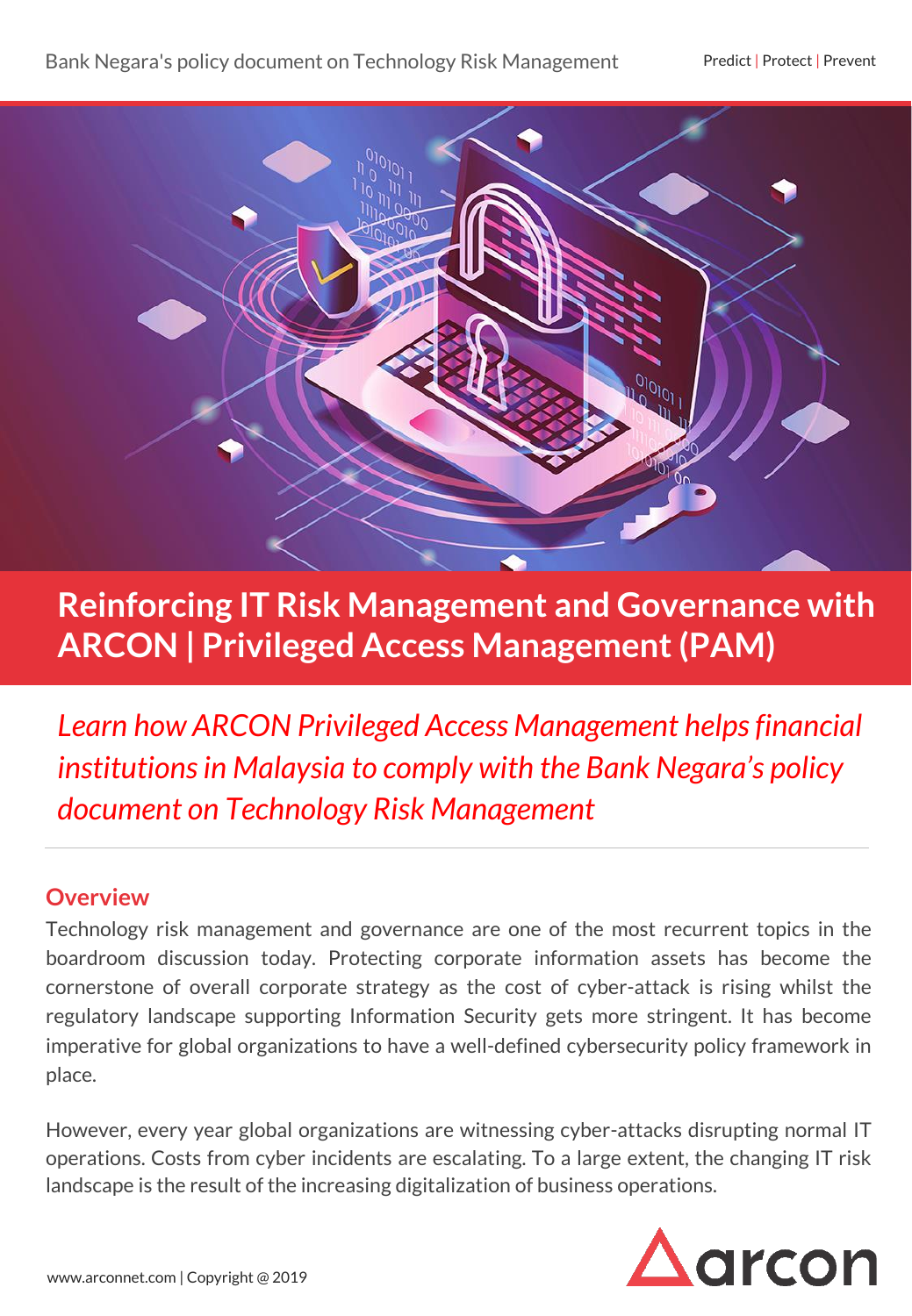# Reinforcing IT Risk Management and Governance with ARCON | Privileged Access Management (PAM)

*Learn how ARCON Privileged Access Management helps financial institutions in Malaysia to comply with the Bank Negara's policy document on Technology Risk Management*

---

## Overview

Technology risk management and governance are one of the most recurrent topics in the boardroom discussion today. Protecting corporate information assets has become the cornerstone of overall corporate strategy as the cost of cyber-attack is rising whilst the regulatory landscape supporting Information Security gets more stringent. It has become imperative for global organizations to have a well-defined cybersecurity policy framework in place.

However, every year global organizations are witnessing cyber-attacks disrupting normal IT operations. Costs from cyber incidents are escalating. To a large extent, the changing IT risk landscape is the result of the increasing digitalization of business operations.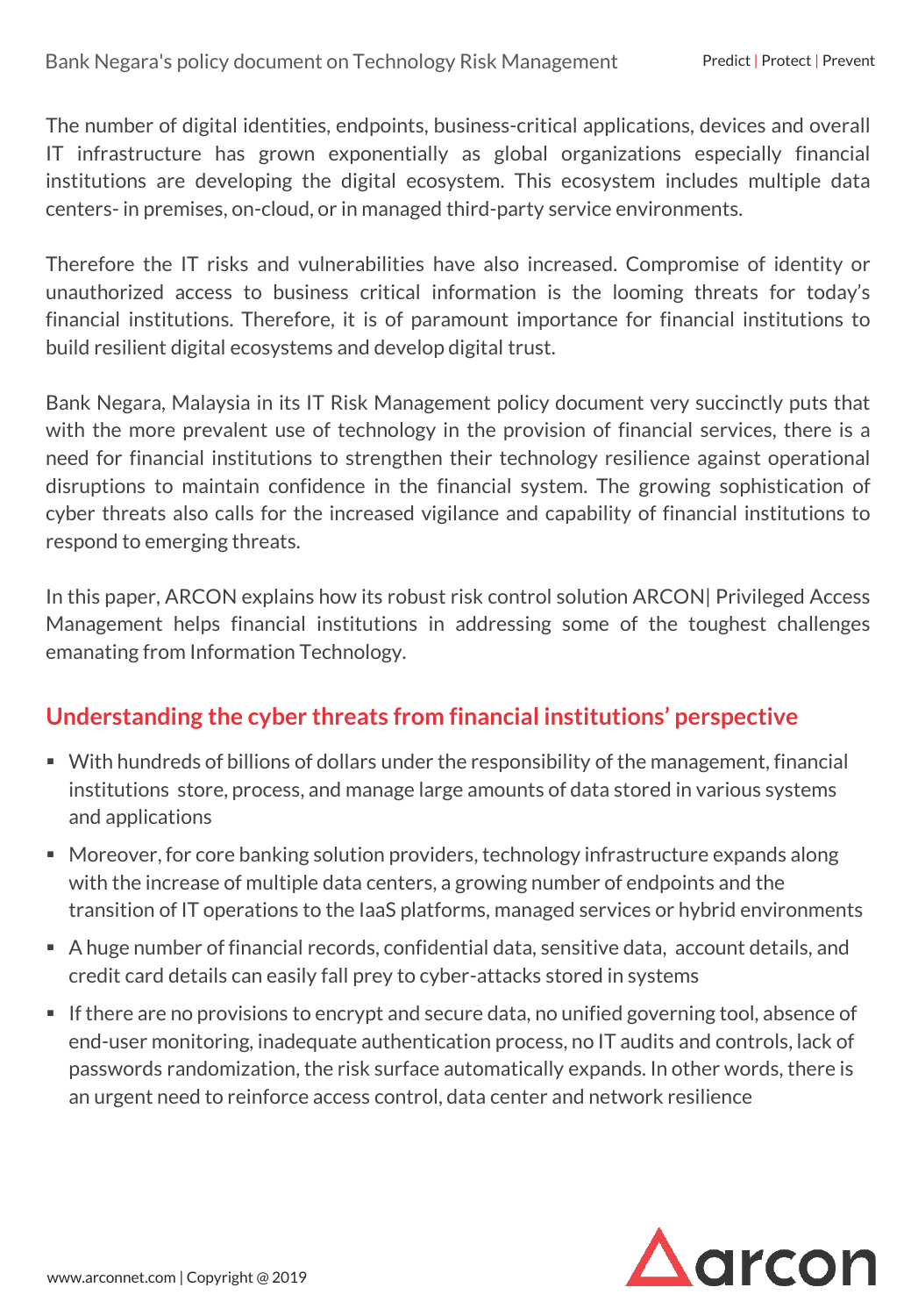The number of digital identities, endpoints, business-critical applications, devices and overall IT infrastructure has grown exponentially as global organizations especially financial institutions are developing the digital ecosystem. This ecosystem includes multiple data centers- in premises, on-cloud, or in managed third-party service environments.

Therefore the IT risks and vulnerabilities have also increased. Compromise of identity or unauthorized access to business critical information is the looming threats for today's financial institutions. Therefore, it is of paramount importance for financial institutions to build resilient digital ecosystems and develop digital trust.

Bank Negara, Malaysia in its IT Risk Management policy document very succinctly puts that with the more prevalent use of technology in the provision of financial services, there is a need for financial institutions to strengthen their technology resilience against operational disruptions to maintain confidence in the financial system. The growing sophistication of cyber threats also calls for the increased vigilance and capability of financial institutions to respond to emerging threats.

In this paper, ARCON explains how its robust risk control solution ARCON| Privileged Access Management helps financial institutions in addressing some of the toughest challenges emanating from Information Technology.

## Understanding the cyber threats from financial institutions' perspective

- With hundreds of billions of dollars under the responsibility of the management, financial institutions store, process, and manage large amounts of data stored in various systems and applications
- Moreover, for core banking solution providers, technology infrastructure expands along with the increase of multiple data centers, a growing number of endpoints and the transition of IT operations to the IaaS platforms, managed services or hybrid environments
- A huge number of financial records, confidential data, sensitive data, account details, and credit card details can easily fall prey to cyber-attacks stored in systems
- If there are no provisions to encrypt and secure data, no unified governing tool, absence of end-user monitoring, inadequate authentication process, no IT audits and controls, lack of passwords randomization, the risk surface automatically expands. In other words, there is an urgent need to reinforce access control, data center and network resilience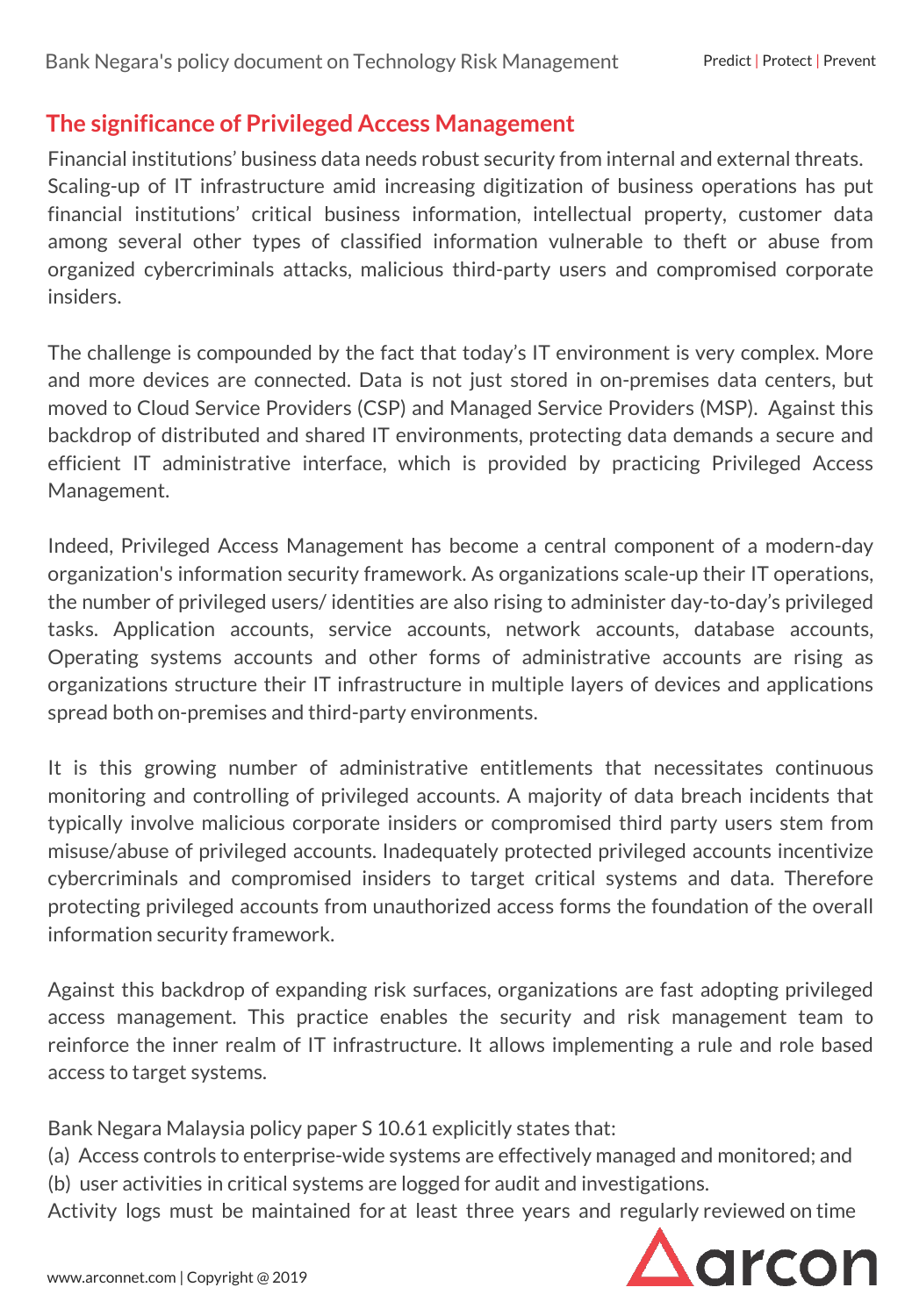## The significance of Privileged Access Management

Financial institutions' business data needs robust security from internal and external threats. Scaling-up of IT infrastructure amid increasing digitization of business operations has put financial institutions' critical business information, intellectual property, customer data among several other types of classified information vulnerable to theft or abuse from organized cybercriminals attacks, malicious third-party users and compromised corporate insiders.

The challenge is compounded by the fact that today's IT environment is very complex. More and more devices are connected. Data is not just stored in on-premises data centers, but moved to Cloud Service Providers (CSP) and Managed Service Providers (MSP). Against this backdrop of distributed and shared IT environments, protecting data demands a secure and efficient IT administrative interface, which is provided by practicing Privileged Access Management.

Indeed, Privileged Access Management has become a central component of a modern-day organization's information security framework. As organizations scale-up their IT operations, the number of privileged users/ identities are also rising to administer day-to-day's privileged tasks. Application accounts, service accounts, network accounts, database accounts, Operating systems accounts and other forms of administrative accounts are rising as organizations structure their IT infrastructure in multiple layers of devices and applications spread both on-premises and third-party environments.

It is this growing number of administrative entitlements that necessitates continuous monitoring and controlling of privileged accounts. A majority of data breach incidents that typically involve malicious corporate insiders or compromised third party users stem from misuse/abuse of privileged accounts. Inadequately protected privileged accounts incentivize cybercriminals and compromised insiders to target critical systems and data. Therefore protecting privileged accounts from unauthorized access forms the foundation of the overall information security framework.

Against this backdrop of expanding risk surfaces, organizations are fast adopting privileged access management. This practice enables the security and risk management team to reinforce the inner realm of IT infrastructure. It allows implementing a rule and role based access to target systems.

Bank Negara Malaysia policy paper S 10.61 explicitly states that:

(a) Access controls to enterprise-wide systems are effectively managed and monitored; and

(b) user activities in critical systems are logged for audit and investigations.

Activity logs must be maintained for at least three years and regularly reviewed on time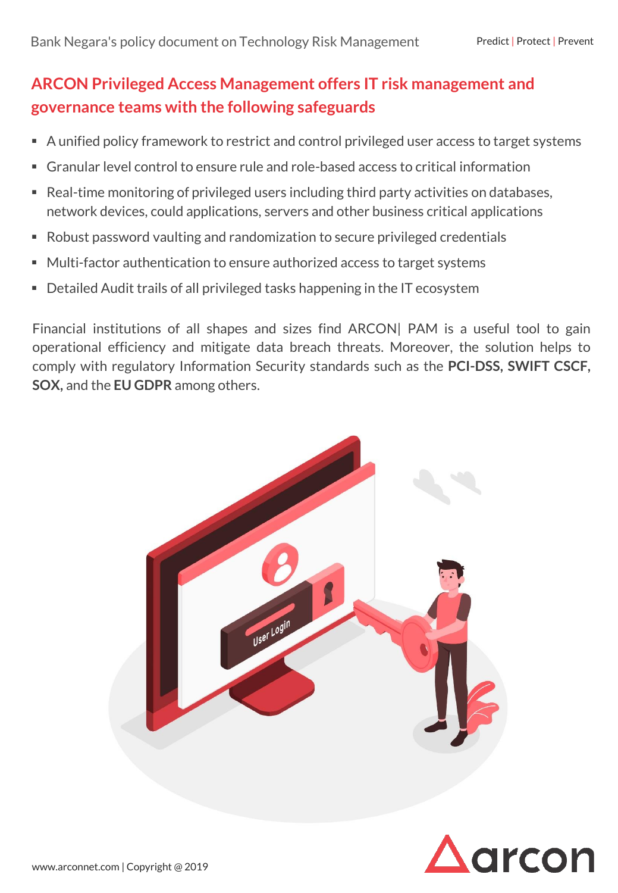## ARCON Privileged Access Management offers IT risk management and governance teams with the following safeguards

- A unified policy framework to restrict and control privileged user access to target systems
- Granular level control to ensure rule and role-based access to critical information
- Real-time monitoring of privileged users including third party activities on databases, network devices, could applications, servers and other business critical applications
- Robust password vaulting and randomization to secure privileged credentials
- Multi-factor authentication to ensure authorized access to target systems
- Detailed Audit trails of all privileged tasks happening in the IT ecosystem

Financial institutions of all shapes and sizes find ARCON| PAM is a useful tool to gain operational efficiency and mitigate data breach threats. Moreover, the solution helps to comply with regulatory Information Security standards such as the **PCI-DSS**, **SWIFT CSCF**, **SOX,** and the **EU GDPR** among others.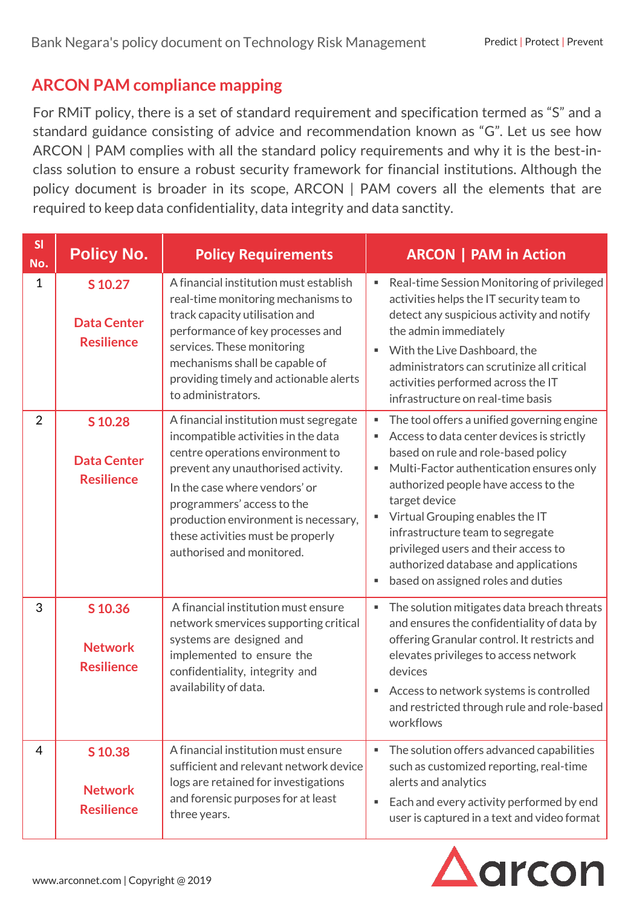## ARCON PAM compliance mapping

For RMiT policy, there is a set of standard requirement and specification termed as "S" and a standard guidance consisting of advice and recommendation known as "G". Let us see how ARCON | PAM complies with all the standard policy requirements and why it is the best-in-class solution to ensure a robust security framework for financial institutions. Although the policy document is broader in its scope, ARCON | PAM covers all the elements that are required to keep data confidentiality, data integrity and data sanctity.

| Sl No. | Policy No. | Policy Requirements | ARCON \| PAM in Action |
|---|---|---|---|
| 1 | S 10.27 Data Center Resilience | A financial institution must establish real-time monitoring mechanisms to track capacity utilisation and performance of key processes and services. These monitoring mechanisms shall be capable of providing timely and actionable alerts to administrators. | ▪ Real-time Session Monitoring of privileged activities helps the IT security team to detect any suspicious activity and notify the admin immediately<br>▪ With the Live Dashboard, the administrators can scrutinize all critical activities performed across the IT infrastructure on real-time basis |
| 2 | S 10.28 Data Center Resilience | A financial institution must segregate incompatible activities in the data centre operations environment to prevent any unauthorised activity. In the case where vendors' or programmers' access to the production environment is necessary, these activities must be properly authorised and monitored. | ▪ The tool offers a unified governing engine<br>▪ Access to data center devices is strictly based on rule and role-based policy<br>▪ Multi-Factor authentication ensures only authorized people have access to the target device<br>▪ Virtual Grouping enables the IT infrastructure team to segregate privileged users and their access to authorized database and applications<br>▪ based on assigned roles and duties |
| 3 | S 10.36 Network Resilience | A financial institution must ensure network smervices supporting critical systems are designed and implemented to ensure the confidentiality, integrity and availability of data. | ▪ The solution mitigates data breach threats and ensures the confidentiality of data by offering Granular control. It restricts and elevates privileges to access network devices<br>▪ Access to network systems is controlled and restricted through rule and role-based workflows |
| 4 | S 10.38 Network Resilience | A financial institution must ensure sufficient and relevant network device logs are retained for investigations and forensic purposes for at least three years. | ▪ The solution offers advanced capabilities such as customized reporting, real-time alerts and analytics<br>▪ Each and every activity performed by end user is captured in a text and video format |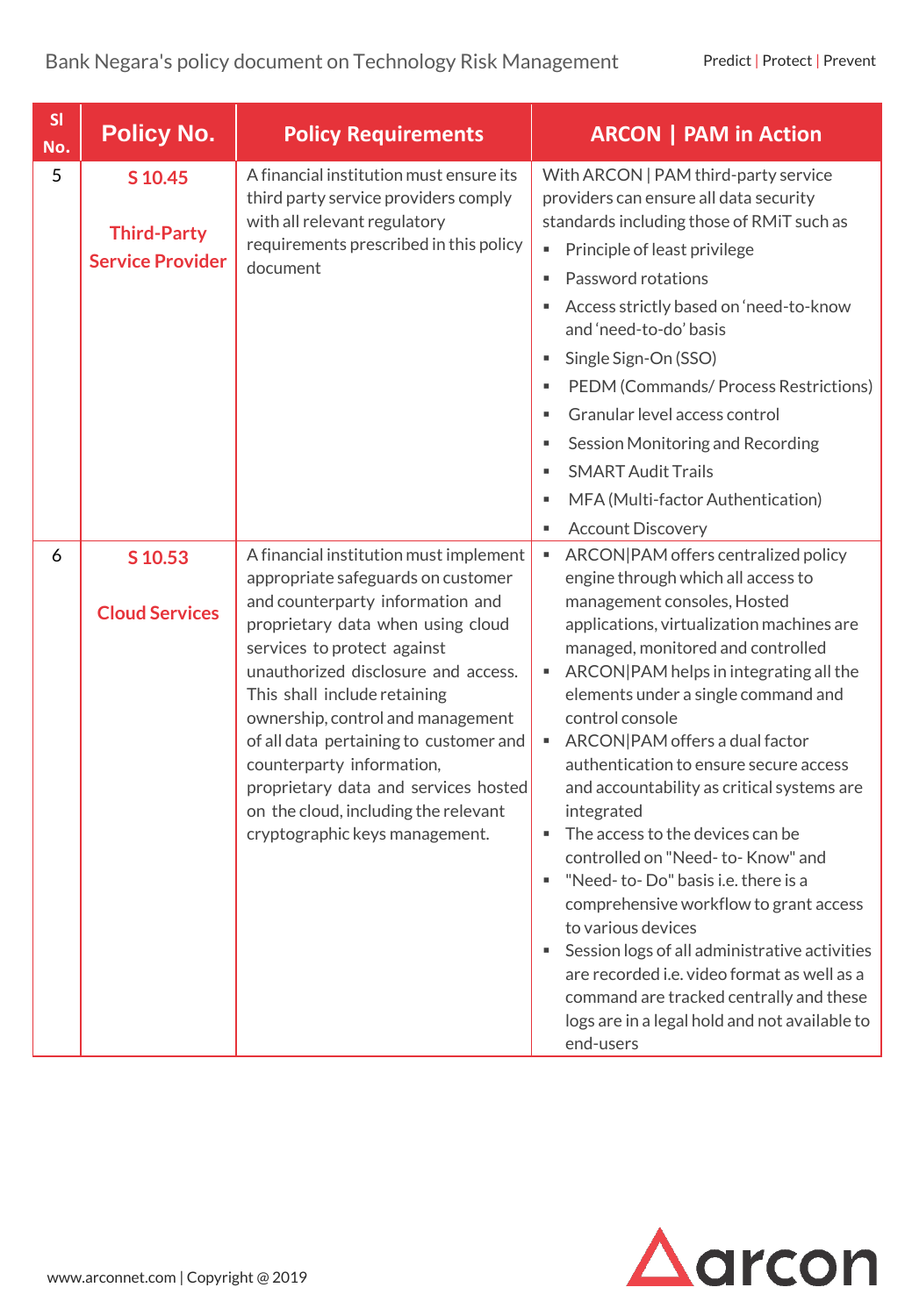| Sl No. | Policy No. | Policy Requirements | ARCON \| PAM in Action |
|---|---|---|---|
| 5 | **S 10.45**<br><br>**Third-Party Service Provider** | A financial institution must ensure its third party service providers comply with all relevant regulatory requirements prescribed in this policy document | With ARCON \| PAM third-party service providers can ensure all data security standards including those of RMiT such as<br>▪ Principle of least privilege<br>▪ Password rotations<br>▪ Access strictly based on 'need-to-know and 'need-to-do' basis<br>▪ Single Sign-On (SSO)<br>▪ PEDM (Commands/ Process Restrictions)<br>▪ Granular level access control<br>▪ Session Monitoring and Recording<br>▪ SMART Audit Trails<br>▪ MFA (Multi-factor Authentication)<br>▪ Account Discovery |
| 6 | **S 10.53**<br><br>**Cloud Services** | A financial institution must implement appropriate safeguards on customer and counterparty information and proprietary data when using cloud services to protect against unauthorized disclosure and access. This shall include retaining ownership, control and management of all data pertaining to customer and counterparty information, proprietary data and services hosted on the cloud, including the relevant cryptographic keys management. | ▪ ARCON\|PAM offers centralized policy engine through which all access to management consoles, Hosted applications, virtualization machines are managed, monitored and controlled<br>▪ ARCON\|PAM helps in integrating all the elements under a single command and control console<br>▪ ARCON\|PAM offers a dual factor authentication to ensure secure access and accountability as critical systems are integrated<br>▪ The access to the devices can be controlled on "Need- to- Know" and<br>▪ "Need- to- Do" basis i.e. there is a comprehensive workflow to grant access to various devices<br>▪ Session logs of all administrative activities are recorded i.e. video format as well as a command are tracked centrally and these logs are in a legal hold and not available to end-users |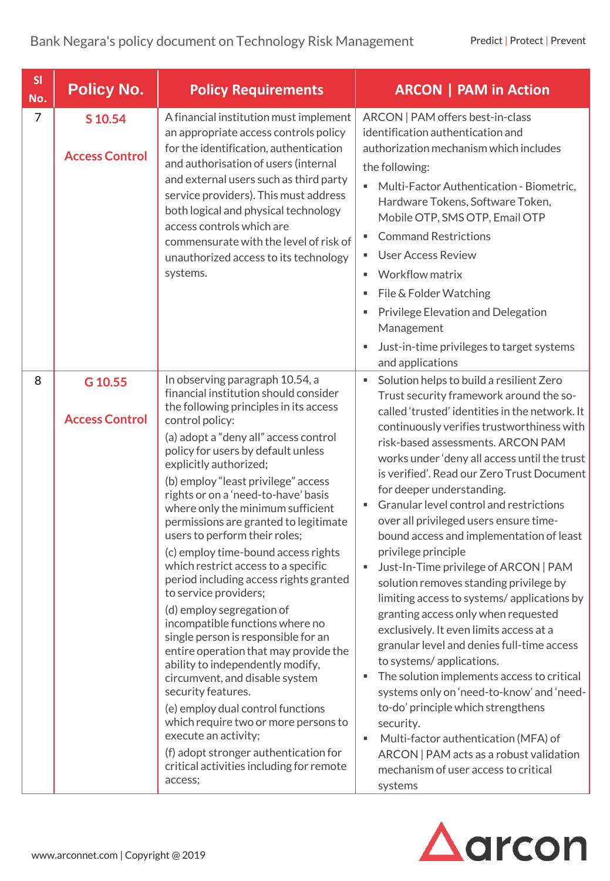| Sl No. | Policy No. | Policy Requirements | ARCON \| PAM in Action |
|---|---|---|---|
| 7 | S 10.54<br><br>Access Control | A financial institution must implement an appropriate access controls policy for the identification, authentication and authorisation of users (internal and external users such as third party service providers). This must address both logical and physical technology access controls which are commensurate with the level of risk of unauthorized access to its technology systems. | ARCON \| PAM offers best-in-class identification authentication and authorization mechanism which includes the following:<br>▪ Multi-Factor Authentication - Biometric, Hardware Tokens, Software Token, Mobile OTP, SMS OTP, Email OTP<br>▪ Command Restrictions<br>▪ User Access Review<br>▪ Workflow matrix<br>▪ File & Folder Watching<br>▪ Privilege Elevation and Delegation Management<br>▪ Just-in-time privileges to target systems and applications |
| 8 | G 10.55<br><br>Access Control | In observing paragraph 10.54, a financial institution should consider the following principles in its access control policy:<br>(a) adopt a "deny all" access control policy for users by default unless explicitly authorized;<br>(b) employ "least privilege" access rights or on a 'need-to-have' basis where only the minimum sufficient permissions are granted to legitimate users to perform their roles;<br>(c) employ time-bound access rights which restrict access to a specific period including access rights granted to service providers;<br>(d) employ segregation of incompatible functions where no single person is responsible for an entire operation that may provide the ability to independently modify, circumvent, and disable system security features.<br>(e) employ dual control functions which require two or more persons to execute an activity;<br>(f) adopt stronger authentication for critical activities including for remote access; | ▪ Solution helps to build a resilient Zero Trust security framework around the so-called 'trusted' identities in the network. It continuously verifies trustworthiness with risk-based assessments. ARCON PAM works under 'deny all access until the trust is verified'. Read our Zero Trust Document for deeper understanding.<br>▪ Granular level control and restrictions over all privileged users ensure time-bound access and implementation of least privilege principle<br>▪ Just-In-Time privilege of ARCON \| PAM solution removes standing privilege by limiting access to systems/ applications by granting access only when requested exclusively. It even limits access at a granular level and denies full-time access to systems/ applications.<br>▪ The solution implements access to critical systems only on 'need-to-know' and 'need-to-do' principle which strengthens security.<br>▪ Multi-factor authentication (MFA) of ARCON \| PAM acts as a robust validation mechanism of user access to critical systems |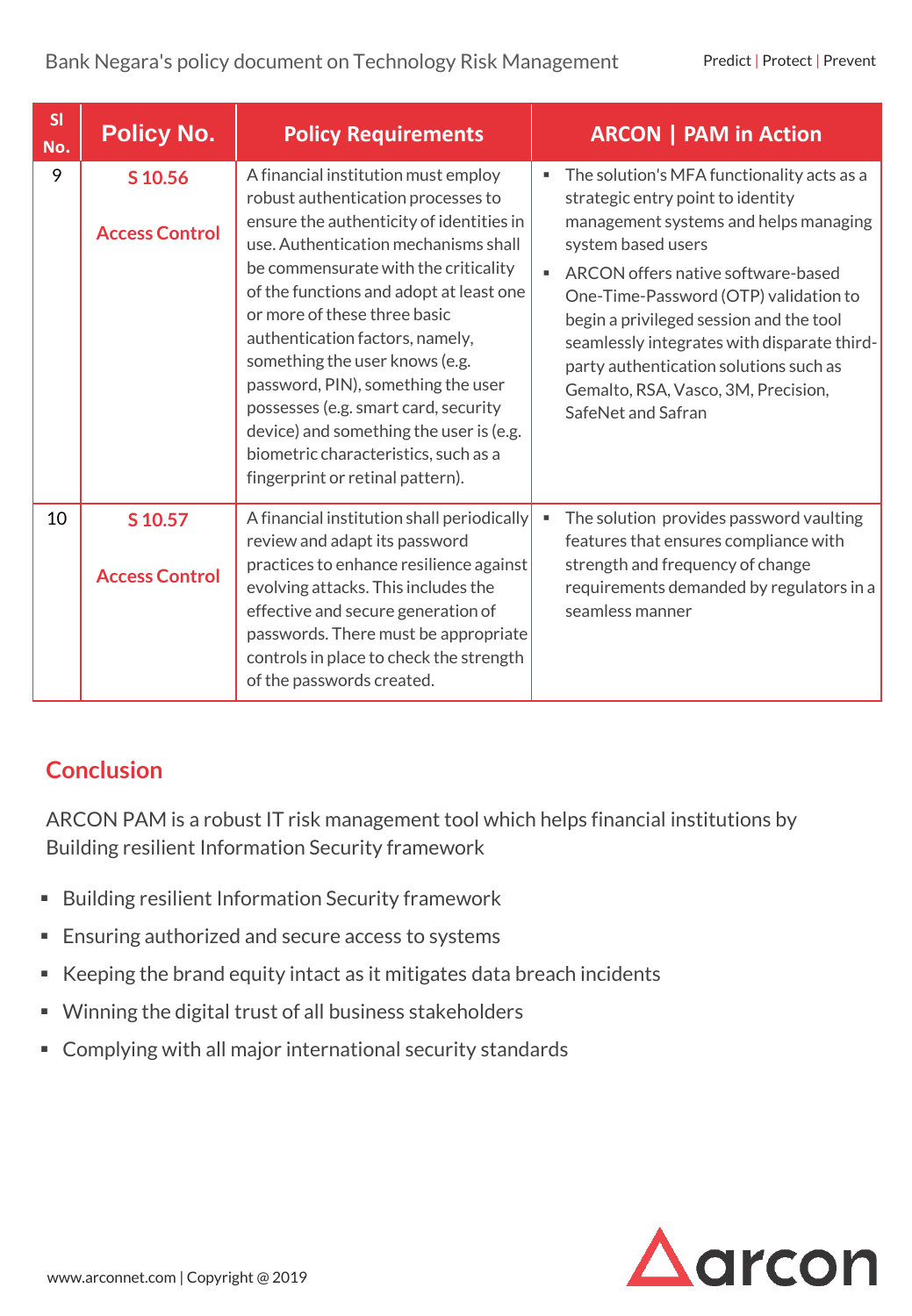| Sl No. | Policy No. | Policy Requirements | ARCON \| PAM in Action |
|---|---|---|---|
| 9 | S 10.56<br><br>Access Control | A financial institution must employ robust authentication processes to ensure the authenticity of identities in use. Authentication mechanisms shall be commensurate with the criticality of the functions and adopt at least one or more of these three basic authentication factors, namely, something the user knows (e.g. password, PIN), something the user possesses (e.g. smart card, security device) and something the user is (e.g. biometric characteristics, such as a fingerprint or retinal pattern). | ▪ The solution's MFA functionality acts as a strategic entry point to identity management systems and helps managing system based users<br>▪ ARCON offers native software-based One-Time-Password (OTP) validation to begin a privileged session and the tool seamlessly integrates with disparate third-party authentication solutions such as Gemalto, RSA, Vasco, 3M, Precision, SafeNet and Safran |
| 10 | S 10.57<br><br>Access Control | A financial institution shall periodically review and adapt its password practices to enhance resilience against evolving attacks. This includes the effective and secure generation of passwords. There must be appropriate controls in place to check the strength of the passwords created. | ▪ The solution provides password vaulting features that ensures compliance with strength and frequency of change requirements demanded by regulators in a seamless manner |

## Conclusion

ARCON PAM is a robust IT risk management tool which helps financial institutions by Building resilient Information Security framework

- Building resilient Information Security framework
- Ensuring authorized and secure access to systems
- Keeping the brand equity intact as it mitigates data breach incidents
- Winning the digital trust of all business stakeholders
- Complying with all major international security standards

www.arconnet.com | Copyright @ 2019

arcon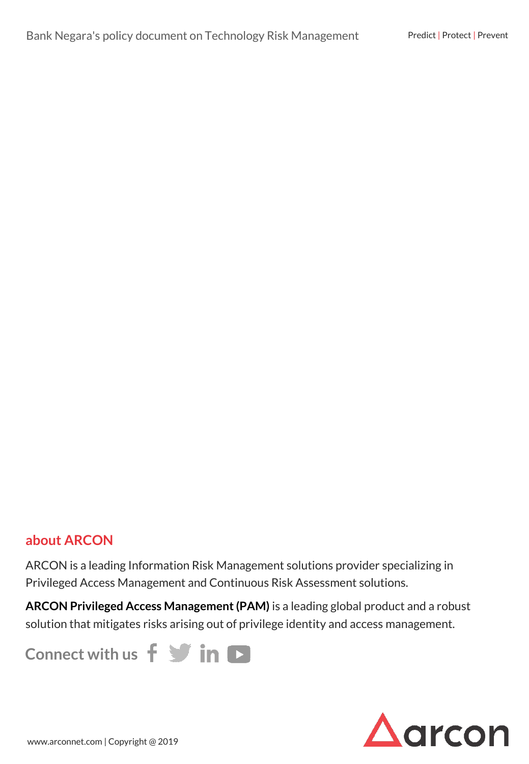## about ARCON

ARCON is a leading Information Risk Management solutions provider specializing in Privileged Access Management and Continuous Risk Assessment solutions.

**ARCON Privileged Access Management (PAM)** is a leading global product and a robust solution that mitigates risks arising out of privilege identity and access management.

Connect with us

www.arconnet.com | Copyright @ 2019